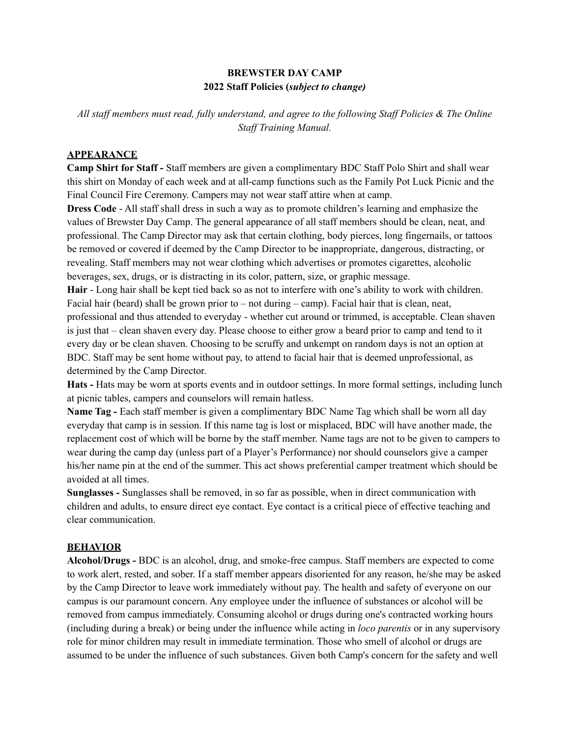**BREWSTER DAY CAMP**
**2022 Staff Policies (*subject to change)***

*All staff members must read, fully understand, and agree to the following Staff Policies & The Online Staff Training Manual.*

## APPEARANCE

**Camp Shirt for Staff -** Staff members are given a complimentary BDC Staff Polo Shirt and shall wear this shirt on Monday of each week and at all-camp functions such as the Family Pot Luck Picnic and the Final Council Fire Ceremony. Campers may not wear staff attire when at camp.

**Dress Code** - All staff shall dress in such a way as to promote children's learning and emphasize the values of Brewster Day Camp. The general appearance of all staff members should be clean, neat, and professional. The Camp Director may ask that certain clothing, body pierces, long fingernails, or tattoos be removed or covered if deemed by the Camp Director to be inappropriate, dangerous, distracting, or revealing. Staff members may not wear clothing which advertises or promotes cigarettes, alcoholic beverages, sex, drugs, or is distracting in its color, pattern, size, or graphic message.

**Hair** - Long hair shall be kept tied back so as not to interfere with one's ability to work with children. Facial hair (beard) shall be grown prior to – not during – camp). Facial hair that is clean, neat, professional and thus attended to everyday - whether cut around or trimmed, is acceptable. Clean shaven is just that – clean shaven every day. Please choose to either grow a beard prior to camp and tend to it every day or be clean shaven. Choosing to be scruffy and unkempt on random days is not an option at BDC. Staff may be sent home without pay, to attend to facial hair that is deemed unprofessional, as determined by the Camp Director.

**Hats -** Hats may be worn at sports events and in outdoor settings. In more formal settings, including lunch at picnic tables, campers and counselors will remain hatless.

**Name Tag -** Each staff member is given a complimentary BDC Name Tag which shall be worn all day everyday that camp is in session. If this name tag is lost or misplaced, BDC will have another made, the replacement cost of which will be borne by the staff member. Name tags are not to be given to campers to wear during the camp day (unless part of a Player's Performance) nor should counselors give a camper his/her name pin at the end of the summer. This act shows preferential camper treatment which should be avoided at all times.

**Sunglasses -** Sunglasses shall be removed, in so far as possible, when in direct communication with children and adults, to ensure direct eye contact. Eye contact is a critical piece of effective teaching and clear communication.

## BEHAVIOR

**Alcohol/Drugs -** BDC is an alcohol, drug, and smoke-free campus. Staff members are expected to come to work alert, rested, and sober. If a staff member appears disoriented for any reason, he/she may be asked by the Camp Director to leave work immediately without pay. The health and safety of everyone on our campus is our paramount concern. Any employee under the influence of substances or alcohol will be removed from campus immediately. Consuming alcohol or drugs during one's contracted working hours (including during a break) or being under the influence while acting in *loco parentis* or in any supervisory role for minor children may result in immediate termination. Those who smell of alcohol or drugs are assumed to be under the influence of such substances. Given both Camp's concern for the safety and well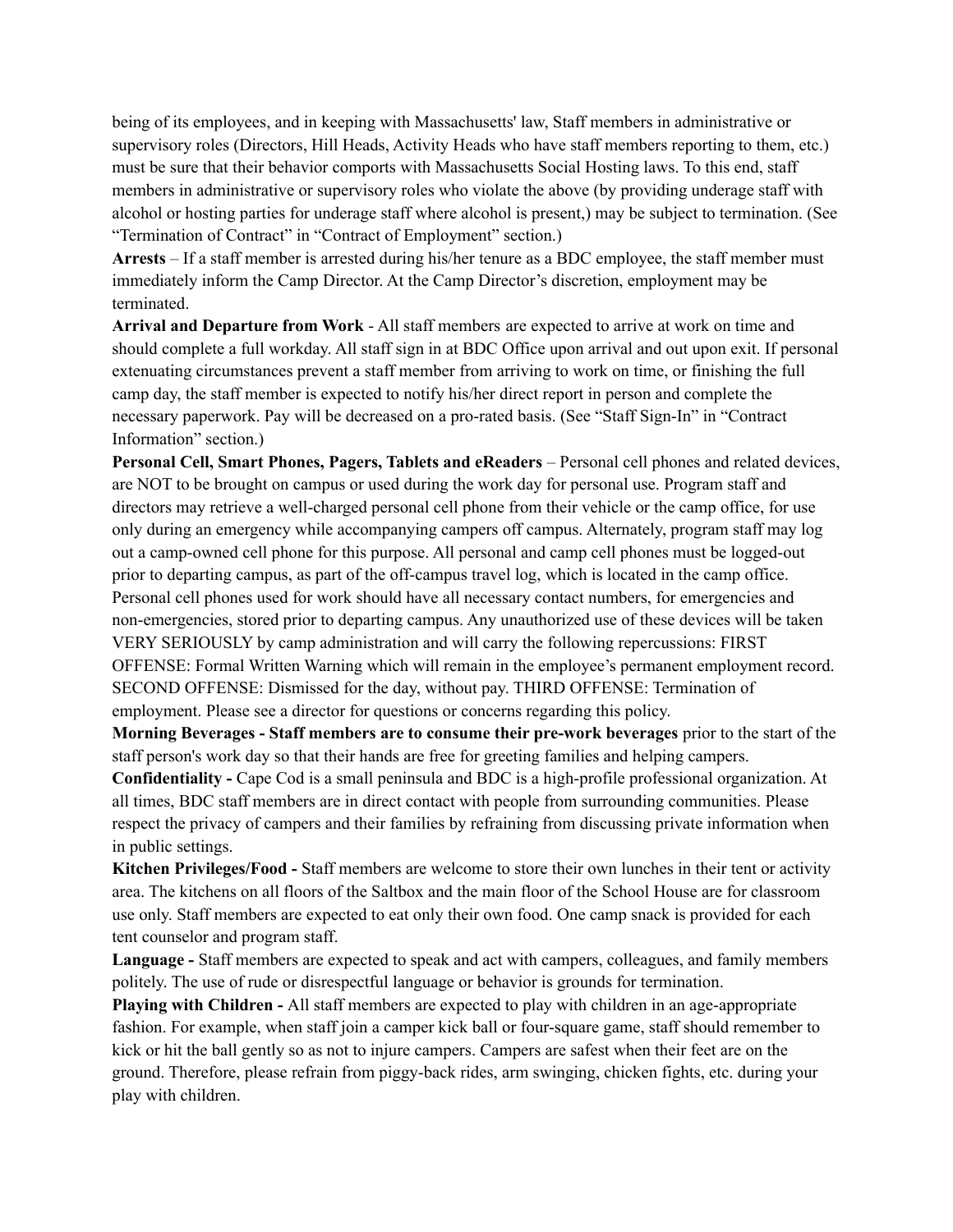being of its employees, and in keeping with Massachusetts' law, Staff members in administrative or supervisory roles (Directors, Hill Heads, Activity Heads who have staff members reporting to them, etc.) must be sure that their behavior comports with Massachusetts Social Hosting laws. To this end, staff members in administrative or supervisory roles who violate the above (by providing underage staff with alcohol or hosting parties for underage staff where alcohol is present,) may be subject to termination. (See "Termination of Contract" in "Contract of Employment" section.)

**Arrests** – If a staff member is arrested during his/her tenure as a BDC employee, the staff member must immediately inform the Camp Director. At the Camp Director's discretion, employment may be terminated.

**Arrival and Departure from Work** - All staff members are expected to arrive at work on time and should complete a full workday. All staff sign in at BDC Office upon arrival and out upon exit. If personal extenuating circumstances prevent a staff member from arriving to work on time, or finishing the full camp day, the staff member is expected to notify his/her direct report in person and complete the necessary paperwork. Pay will be decreased on a pro-rated basis. (See "Staff Sign-In" in "Contract Information" section.)

**Personal Cell, Smart Phones, Pagers, Tablets and eReaders** – Personal cell phones and related devices, are NOT to be brought on campus or used during the work day for personal use. Program staff and directors may retrieve a well-charged personal cell phone from their vehicle or the camp office, for use only during an emergency while accompanying campers off campus. Alternately, program staff may log out a camp-owned cell phone for this purpose. All personal and camp cell phones must be logged-out prior to departing campus, as part of the off-campus travel log, which is located in the camp office. Personal cell phones used for work should have all necessary contact numbers, for emergencies and non-emergencies, stored prior to departing campus. Any unauthorized use of these devices will be taken VERY SERIOUSLY by camp administration and will carry the following repercussions: FIRST OFFENSE: Formal Written Warning which will remain in the employee's permanent employment record. SECOND OFFENSE: Dismissed for the day, without pay. THIRD OFFENSE: Termination of employment. Please see a director for questions or concerns regarding this policy.

**Morning Beverages - Staff members are to consume their pre-work beverages** prior to the start of the staff person's work day so that their hands are free for greeting families and helping campers.

**Confidentiality -** Cape Cod is a small peninsula and BDC is a high-profile professional organization. At all times, BDC staff members are in direct contact with people from surrounding communities. Please respect the privacy of campers and their families by refraining from discussing private information when in public settings.

**Kitchen Privileges/Food -** Staff members are welcome to store their own lunches in their tent or activity area. The kitchens on all floors of the Saltbox and the main floor of the School House are for classroom use only. Staff members are expected to eat only their own food. One camp snack is provided for each tent counselor and program staff.

**Language -** Staff members are expected to speak and act with campers, colleagues, and family members politely. The use of rude or disrespectful language or behavior is grounds for termination.

**Playing with Children -** All staff members are expected to play with children in an age-appropriate fashion. For example, when staff join a camper kick ball or four-square game, staff should remember to kick or hit the ball gently so as not to injure campers. Campers are safest when their feet are on the ground. Therefore, please refrain from piggy-back rides, arm swinging, chicken fights, etc. during your play with children.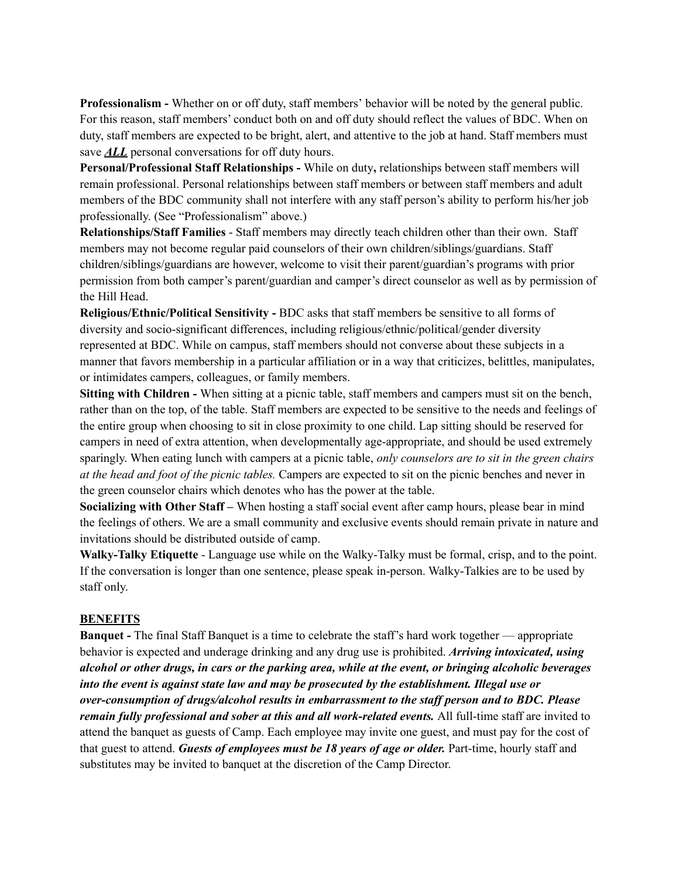**Professionalism -** Whether on or off duty, staff members' behavior will be noted by the general public. For this reason, staff members' conduct both on and off duty should reflect the values of BDC. When on duty, staff members are expected to be bright, alert, and attentive to the job at hand. Staff members must save ***ALL*** personal conversations for off duty hours.

**Personal/Professional Staff Relationships -** While on duty**,** relationships between staff members will remain professional. Personal relationships between staff members or between staff members and adult members of the BDC community shall not interfere with any staff person's ability to perform his/her job professionally. (See "Professionalism" above.)

**Relationships/Staff Families** - Staff members may directly teach children other than their own. Staff members may not become regular paid counselors of their own children/siblings/guardians. Staff children/siblings/guardians are however, welcome to visit their parent/guardian's programs with prior permission from both camper's parent/guardian and camper's direct counselor as well as by permission of the Hill Head.

**Religious/Ethnic/Political Sensitivity -** BDC asks that staff members be sensitive to all forms of diversity and socio-significant differences, including religious/ethnic/political/gender diversity represented at BDC. While on campus, staff members should not converse about these subjects in a manner that favors membership in a particular affiliation or in a way that criticizes, belittles, manipulates, or intimidates campers, colleagues, or family members.

**Sitting with Children -** When sitting at a picnic table, staff members and campers must sit on the bench, rather than on the top, of the table. Staff members are expected to be sensitive to the needs and feelings of the entire group when choosing to sit in close proximity to one child. Lap sitting should be reserved for campers in need of extra attention, when developmentally age-appropriate, and should be used extremely sparingly. When eating lunch with campers at a picnic table, *only counselors are to sit in the green chairs at the head and foot of the picnic tables.* Campers are expected to sit on the picnic benches and never in the green counselor chairs which denotes who has the power at the table.

**Socializing with Other Staff –** When hosting a staff social event after camp hours, please bear in mind the feelings of others. We are a small community and exclusive events should remain private in nature and invitations should be distributed outside of camp.

**Walky-Talky Etiquette** - Language use while on the Walky-Talky must be formal, crisp, and to the point. If the conversation is longer than one sentence, please speak in-person. Walky-Talkies are to be used by staff only.

## BENEFITS

**Banquet -** The final Staff Banquet is a time to celebrate the staff's hard work together — appropriate behavior is expected and underage drinking and any drug use is prohibited. ***Arriving intoxicated, using alcohol or other drugs, in cars or the parking area, while at the event, or bringing alcoholic beverages into the event is against state law and may be prosecuted by the establishment. Illegal use or over-consumption of drugs/alcohol results in embarrassment to the staff person and to BDC. Please remain fully professional and sober at this and all work-related events.*** All full-time staff are invited to attend the banquet as guests of Camp. Each employee may invite one guest, and must pay for the cost of that guest to attend. ***Guests of employees must be 18 years of age or older.*** Part-time, hourly staff and substitutes may be invited to banquet at the discretion of the Camp Director.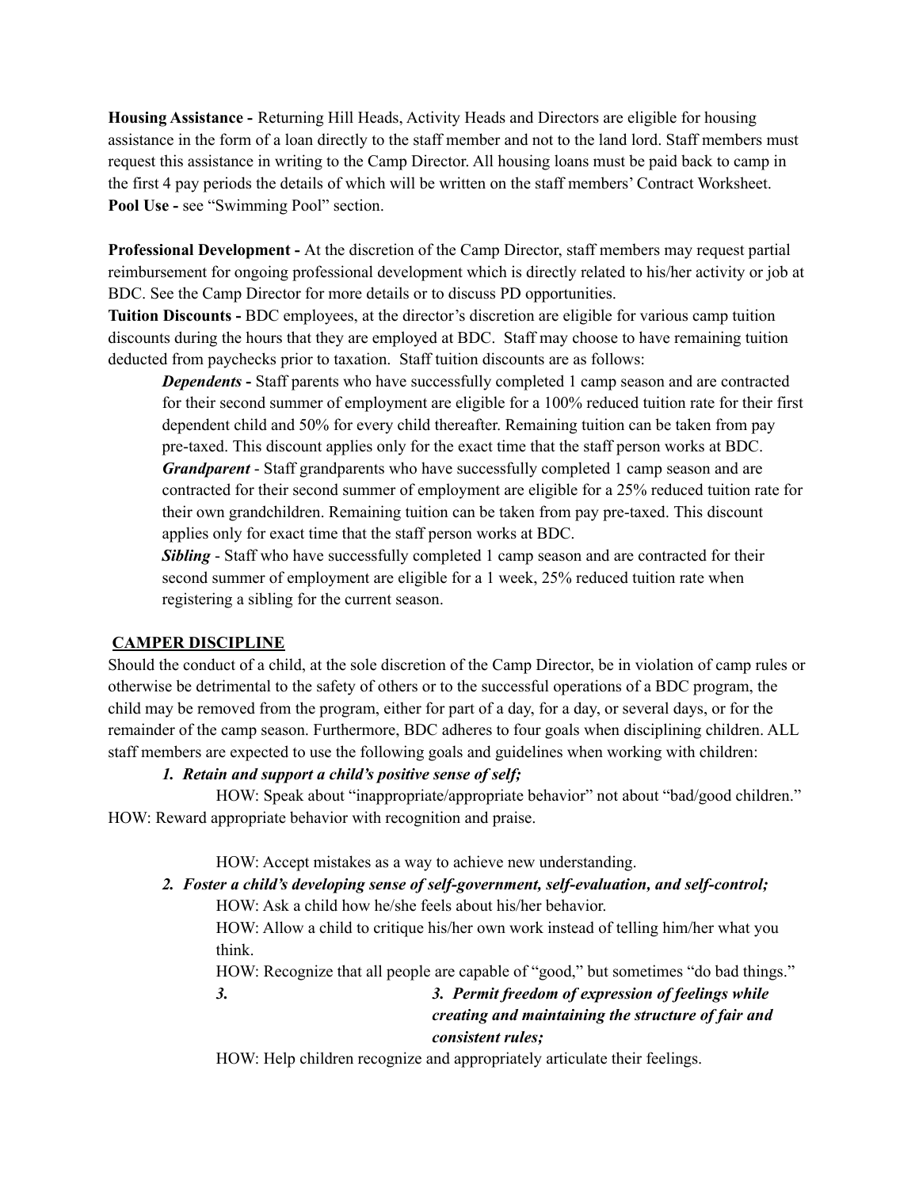**Housing Assistance -** Returning Hill Heads, Activity Heads and Directors are eligible for housing assistance in the form of a loan directly to the staff member and not to the land lord. Staff members must request this assistance in writing to the Camp Director. All housing loans must be paid back to camp in the first 4 pay periods the details of which will be written on the staff members' Contract Worksheet.
**Pool Use -** see "Swimming Pool" section.

**Professional Development -** At the discretion of the Camp Director, staff members may request partial reimbursement for ongoing professional development which is directly related to his/her activity or job at BDC. See the Camp Director for more details or to discuss PD opportunities.
**Tuition Discounts -** BDC employees, at the director's discretion are eligible for various camp tuition discounts during the hours that they are employed at BDC. Staff may choose to have remaining tuition deducted from paychecks prior to taxation. Staff tuition discounts are as follows:

***Dependents* -** Staff parents who have successfully completed 1 camp season and are contracted for their second summer of employment are eligible for a 100% reduced tuition rate for their first dependent child and 50% for every child thereafter. Remaining tuition can be taken from pay pre-taxed. This discount applies only for the exact time that the staff person works at BDC.
***Grandparent*** - Staff grandparents who have successfully completed 1 camp season and are contracted for their second summer of employment are eligible for a 25% reduced tuition rate for their own grandchildren. Remaining tuition can be taken from pay pre-taxed. This discount applies only for exact time that the staff person works at BDC.
***Sibling*** - Staff who have successfully completed 1 camp season and are contracted for their second summer of employment are eligible for a 1 week, 25% reduced tuition rate when registering a sibling for the current season.

## CAMPER DISCIPLINE

Should the conduct of a child, at the sole discretion of the Camp Director, be in violation of camp rules or otherwise be detrimental to the safety of others or to the successful operations of a BDC program, the child may be removed from the program, either for part of a day, for a day, or several days, or for the remainder of the camp season. Furthermore, BDC adheres to four goals when disciplining children. ALL staff members are expected to use the following goals and guidelines when working with children:

1. ***Retain and support a child's positive sense of self;***

   HOW: Speak about "inappropriate/appropriate behavior" not about "bad/good children."
   HOW: Reward appropriate behavior with recognition and praise.

   HOW: Accept mistakes as a way to achieve new understanding.

2. ***Foster a child's developing sense of self-government, self-evaluation, and self-control;***

   HOW: Ask a child how he/she feels about his/her behavior.
   HOW: Allow a child to critique his/her own work instead of telling him/her what you think.
   HOW: Recognize that all people are capable of "good," but sometimes "do bad things."

3. ***3. Permit freedom of expression of feelings while creating and maintaining the structure of fair and consistent rules;***

   HOW: Help children recognize and appropriately articulate their feelings.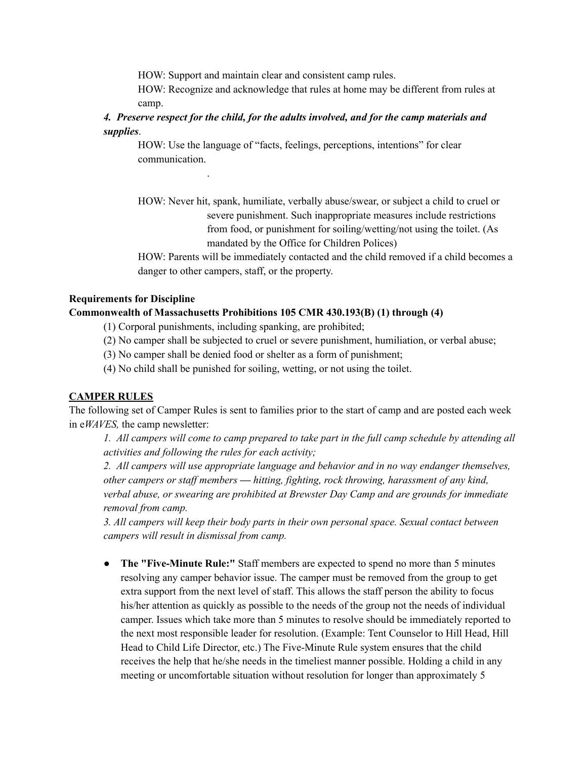HOW: Support and maintain clear and consistent camp rules.

HOW: Recognize and acknowledge that rules at home may be different from rules at camp.

***4. Preserve respect for the child, for the adults involved, and for the camp materials and supplies***.

HOW: Use the language of "facts, feelings, perceptions, intentions" for clear communication.

.

HOW: Never hit, spank, humiliate, verbally abuse/swear, or subject a child to cruel or severe punishment. Such inappropriate measures include restrictions from food, or punishment for soiling/wetting/not using the toilet. (As mandated by the Office for Children Polices)

HOW: Parents will be immediately contacted and the child removed if a child becomes a danger to other campers, staff, or the property.

**Requirements for Discipline**

**Commonwealth of Massachusetts Prohibitions 105 CMR 430.193(B) (1) through (4)**

(1) Corporal punishments, including spanking, are prohibited;

(2) No camper shall be subjected to cruel or severe punishment, humiliation, or verbal abuse;

(3) No camper shall be denied food or shelter as a form of punishment;

(4) No child shall be punished for soiling, wetting, or not using the toilet.

**CAMPER RULES**

The following set of Camper Rules is sent to families prior to the start of camp and are posted each week in e*WAVES,* the camp newsletter:

*1. All campers will come to camp prepared to take part in the full camp schedule by attending all activities and following the rules for each activity;*

*2. All campers will use appropriate language and behavior and in no way endanger themselves, other campers or staff members — hitting, fighting, rock throwing, harassment of any kind, verbal abuse, or swearing are prohibited at Brewster Day Camp and are grounds for immediate removal from camp.*

*3. All campers will keep their body parts in their own personal space. Sexual contact between campers will result in dismissal from camp.*

- **The "Five-Minute Rule:"** Staff members are expected to spend no more than 5 minutes resolving any camper behavior issue. The camper must be removed from the group to get extra support from the next level of staff. This allows the staff person the ability to focus his/her attention as quickly as possible to the needs of the group not the needs of individual camper. Issues which take more than 5 minutes to resolve should be immediately reported to the next most responsible leader for resolution. (Example: Tent Counselor to Hill Head, Hill Head to Child Life Director, etc.) The Five-Minute Rule system ensures that the child receives the help that he/she needs in the timeliest manner possible. Holding a child in any meeting or uncomfortable situation without resolution for longer than approximately 5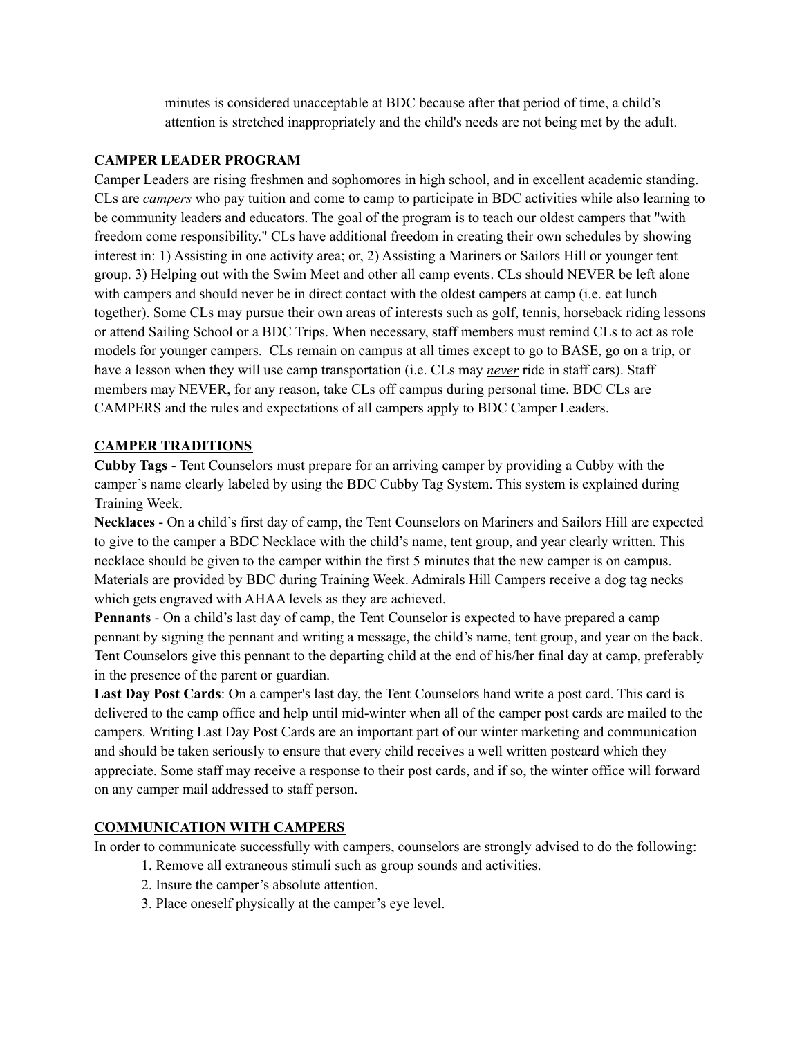minutes is considered unacceptable at BDC because after that period of time, a child's attention is stretched inappropriately and the child's needs are not being met by the adult.

## CAMPER LEADER PROGRAM

Camper Leaders are rising freshmen and sophomores in high school, and in excellent academic standing. CLs are *campers* who pay tuition and come to camp to participate in BDC activities while also learning to be community leaders and educators. The goal of the program is to teach our oldest campers that "with freedom come responsibility." CLs have additional freedom in creating their own schedules by showing interest in: 1) Assisting in one activity area; or, 2) Assisting a Mariners or Sailors Hill or younger tent group. 3) Helping out with the Swim Meet and other all camp events. CLs should NEVER be left alone with campers and should never be in direct contact with the oldest campers at camp (i.e. eat lunch together). Some CLs may pursue their own areas of interests such as golf, tennis, horseback riding lessons or attend Sailing School or a BDC Trips. When necessary, staff members must remind CLs to act as role models for younger campers. CLs remain on campus at all times except to go to BASE, go on a trip, or have a lesson when they will use camp transportation (i.e. CLs may ***never*** ride in staff cars). Staff members may NEVER, for any reason, take CLs off campus during personal time. BDC CLs are CAMPERS and the rules and expectations of all campers apply to BDC Camper Leaders.

## CAMPER TRADITIONS

**Cubby Tags** - Tent Counselors must prepare for an arriving camper by providing a Cubby with the camper's name clearly labeled by using the BDC Cubby Tag System. This system is explained during Training Week.

**Necklaces** - On a child's first day of camp, the Tent Counselors on Mariners and Sailors Hill are expected to give to the camper a BDC Necklace with the child's name, tent group, and year clearly written. This necklace should be given to the camper within the first 5 minutes that the new camper is on campus. Materials are provided by BDC during Training Week. Admirals Hill Campers receive a dog tag necks which gets engraved with AHAA levels as they are achieved.

**Pennants** - On a child's last day of camp, the Tent Counselor is expected to have prepared a camp pennant by signing the pennant and writing a message, the child's name, tent group, and year on the back. Tent Counselors give this pennant to the departing child at the end of his/her final day at camp, preferably in the presence of the parent or guardian.

**Last Day Post Cards**: On a camper's last day, the Tent Counselors hand write a post card. This card is delivered to the camp office and help until mid-winter when all of the camper post cards are mailed to the campers. Writing Last Day Post Cards are an important part of our winter marketing and communication and should be taken seriously to ensure that every child receives a well written postcard which they appreciate. Some staff may receive a response to their post cards, and if so, the winter office will forward on any camper mail addressed to staff person.

## COMMUNICATION WITH CAMPERS

In order to communicate successfully with campers, counselors are strongly advised to do the following:

1. Remove all extraneous stimuli such as group sounds and activities.
2. Insure the camper's absolute attention.
3. Place oneself physically at the camper's eye level.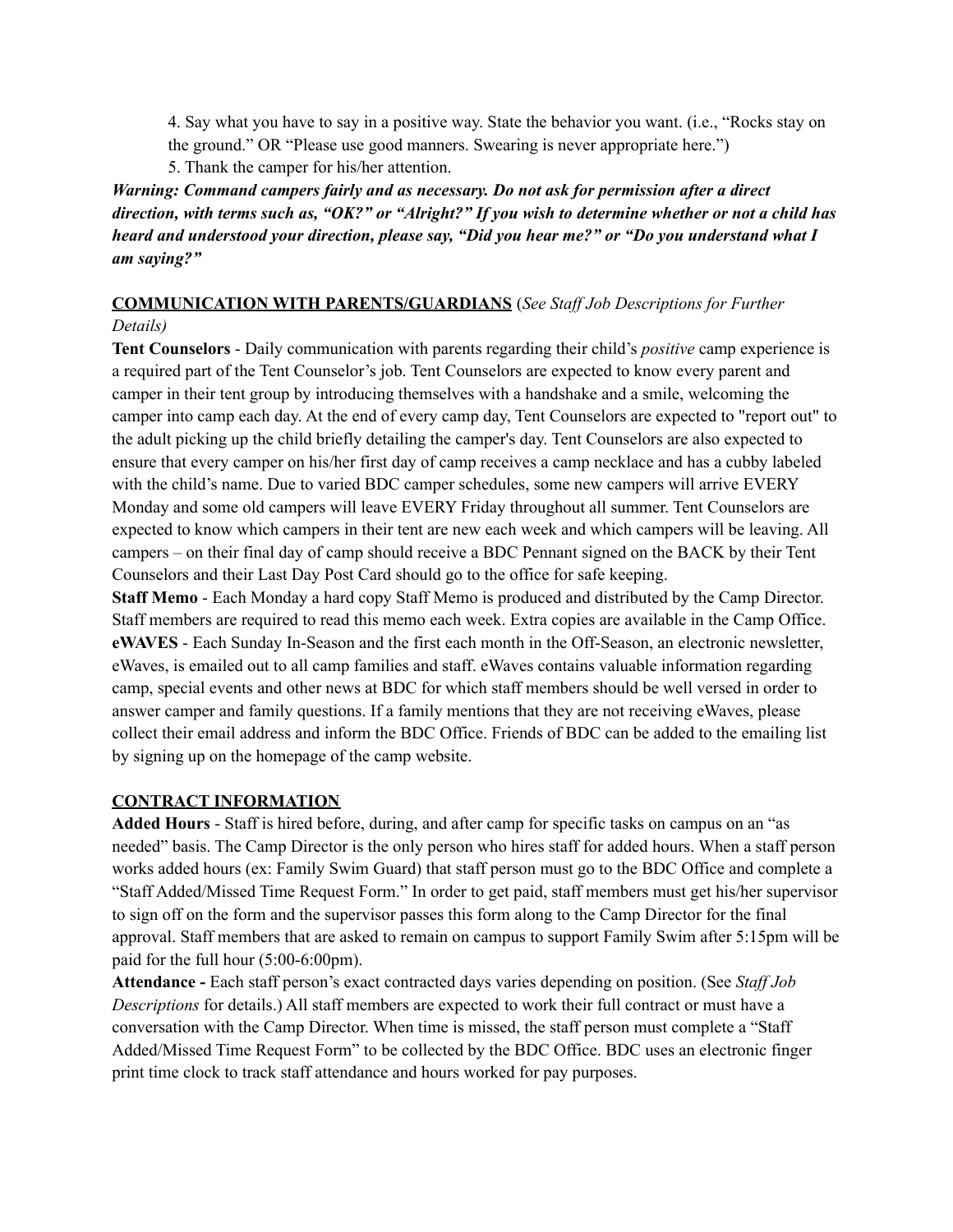4. Say what you have to say in a positive way. State the behavior you want. (i.e., “Rocks stay on the ground.” OR “Please use good manners. Swearing is never appropriate here.”)

5. Thank the camper for his/her attention.

***Warning: Command campers fairly and as necessary. Do not ask for permission after a direct direction, with terms such as, “OK?” or “Alright?” If you wish to determine whether or not a child has heard and understood your direction, please say, “Did you hear me?” or “Do you understand what I am saying?”***

**<u>COMMUNICATION WITH PARENTS/GUARDIANS</u>** (*See Staff Job Descriptions for Further Details)*

**Tent Counselors** - Daily communication with parents regarding their child’s *positive* camp experience is a required part of the Tent Counselor’s job. Tent Counselors are expected to know every parent and camper in their tent group by introducing themselves with a handshake and a smile, welcoming the camper into camp each day. At the end of every camp day, Tent Counselors are expected to "report out" to the adult picking up the child briefly detailing the camper's day. Tent Counselors are also expected to ensure that every camper on his/her first day of camp receives a camp necklace and has a cubby labeled with the child’s name. Due to varied BDC camper schedules, some new campers will arrive EVERY Monday and some old campers will leave EVERY Friday throughout all summer. Tent Counselors are expected to know which campers in their tent are new each week and which campers will be leaving. All campers – on their final day of camp should receive a BDC Pennant signed on the BACK by their Tent Counselors and their Last Day Post Card should go to the office for safe keeping.

**Staff Memo** - Each Monday a hard copy Staff Memo is produced and distributed by the Camp Director. Staff members are required to read this memo each week. Extra copies are available in the Camp Office.

**eWAVES** - Each Sunday In-Season and the first each month in the Off-Season, an electronic newsletter, eWaves, is emailed out to all camp families and staff. eWaves contains valuable information regarding camp, special events and other news at BDC for which staff members should be well versed in order to answer camper and family questions. If a family mentions that they are not receiving eWaves, please collect their email address and inform the BDC Office. Friends of BDC can be added to the emailing list by signing up on the homepage of the camp website.

**<u>CONTRACT INFORMATION</u>**

**Added Hours** - Staff is hired before, during, and after camp for specific tasks on campus on an “as needed” basis. The Camp Director is the only person who hires staff for added hours. When a staff person works added hours (ex: Family Swim Guard) that staff person must go to the BDC Office and complete a “Staff Added/Missed Time Request Form.” In order to get paid, staff members must get his/her supervisor to sign off on the form and the supervisor passes this form along to the Camp Director for the final approval. Staff members that are asked to remain on campus to support Family Swim after 5:15pm will be paid for the full hour (5:00-6:00pm).

**Attendance -** Each staff person’s exact contracted days varies depending on position. (See *Staff Job Descriptions* for details.) All staff members are expected to work their full contract or must have a conversation with the Camp Director. When time is missed, the staff person must complete a “Staff Added/Missed Time Request Form” to be collected by the BDC Office. BDC uses an electronic finger print time clock to track staff attendance and hours worked for pay purposes.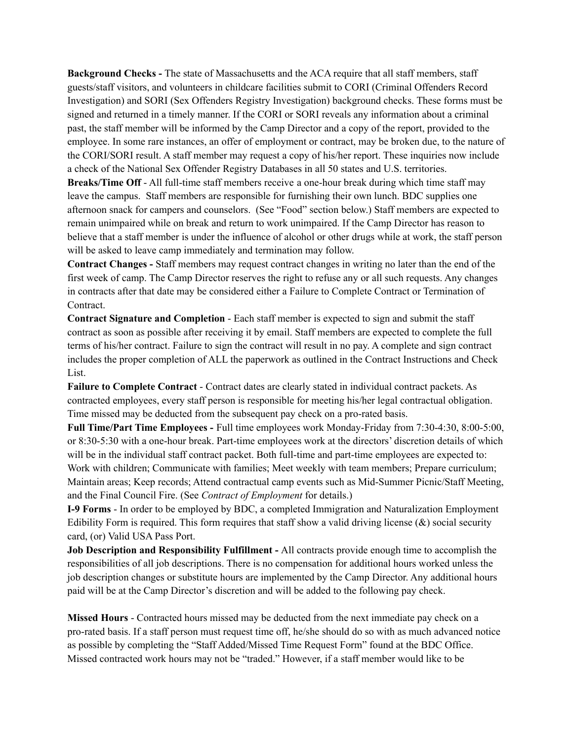**Background Checks -** The state of Massachusetts and the ACA require that all staff members, staff guests/staff visitors, and volunteers in childcare facilities submit to CORI (Criminal Offenders Record Investigation) and SORI (Sex Offenders Registry Investigation) background checks. These forms must be signed and returned in a timely manner. If the CORI or SORI reveals any information about a criminal past, the staff member will be informed by the Camp Director and a copy of the report, provided to the employee. In some rare instances, an offer of employment or contract, may be broken due, to the nature of the CORI/SORI result. A staff member may request a copy of his/her report. These inquiries now include a check of the National Sex Offender Registry Databases in all 50 states and U.S. territories.

**Breaks/Time Off** - All full-time staff members receive a one-hour break during which time staff may leave the campus. Staff members are responsible for furnishing their own lunch. BDC supplies one afternoon snack for campers and counselors. (See "Food" section below.) Staff members are expected to remain unimpaired while on break and return to work unimpaired. If the Camp Director has reason to believe that a staff member is under the influence of alcohol or other drugs while at work, the staff person will be asked to leave camp immediately and termination may follow.

**Contract Changes -** Staff members may request contract changes in writing no later than the end of the first week of camp. The Camp Director reserves the right to refuse any or all such requests. Any changes in contracts after that date may be considered either a Failure to Complete Contract or Termination of Contract.

**Contract Signature and Completion** - Each staff member is expected to sign and submit the staff contract as soon as possible after receiving it by email. Staff members are expected to complete the full terms of his/her contract. Failure to sign the contract will result in no pay. A complete and sign contract includes the proper completion of ALL the paperwork as outlined in the Contract Instructions and Check List.

**Failure to Complete Contract** - Contract dates are clearly stated in individual contract packets. As contracted employees, every staff person is responsible for meeting his/her legal contractual obligation. Time missed may be deducted from the subsequent pay check on a pro-rated basis.

**Full Time/Part Time Employees -** Full time employees work Monday-Friday from 7:30-4:30, 8:00-5:00, or 8:30-5:30 with a one-hour break. Part-time employees work at the directors' discretion details of which will be in the individual staff contract packet. Both full-time and part-time employees are expected to: Work with children; Communicate with families; Meet weekly with team members; Prepare curriculum; Maintain areas; Keep records; Attend contractual camp events such as Mid-Summer Picnic/Staff Meeting, and the Final Council Fire. (See *Contract of Employment* for details.)

**I-9 Forms** - In order to be employed by BDC, a completed Immigration and Naturalization Employment Edibility Form is required. This form requires that staff show a valid driving license (&) social security card, (or) Valid USA Pass Port.

**Job Description and Responsibility Fulfillment -** All contracts provide enough time to accomplish the responsibilities of all job descriptions. There is no compensation for additional hours worked unless the job description changes or substitute hours are implemented by the Camp Director. Any additional hours paid will be at the Camp Director's discretion and will be added to the following pay check.

**Missed Hours** - Contracted hours missed may be deducted from the next immediate pay check on a pro-rated basis. If a staff person must request time off, he/she should do so with as much advanced notice as possible by completing the "Staff Added/Missed Time Request Form" found at the BDC Office. Missed contracted work hours may not be "traded." However, if a staff member would like to be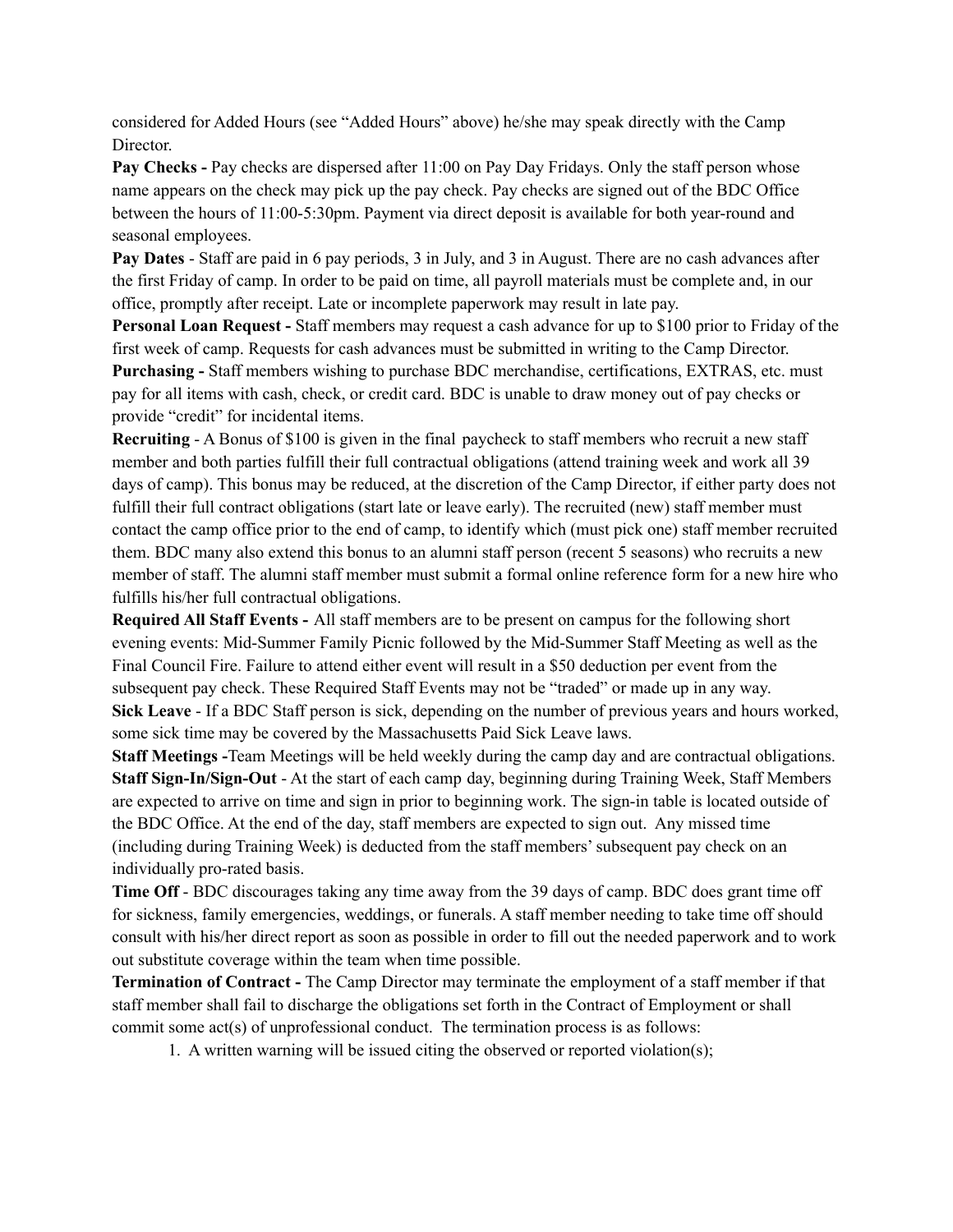considered for Added Hours (see "Added Hours" above) he/she may speak directly with the Camp Director.

**Pay Checks -** Pay checks are dispersed after 11:00 on Pay Day Fridays. Only the staff person whose name appears on the check may pick up the pay check. Pay checks are signed out of the BDC Office between the hours of 11:00-5:30pm. Payment via direct deposit is available for both year-round and seasonal employees.

**Pay Dates** - Staff are paid in 6 pay periods, 3 in July, and 3 in August. There are no cash advances after the first Friday of camp. In order to be paid on time, all payroll materials must be complete and, in our office, promptly after receipt. Late or incomplete paperwork may result in late pay.

**Personal Loan Request -** Staff members may request a cash advance for up to $100 prior to Friday of the first week of camp. Requests for cash advances must be submitted in writing to the Camp Director.

**Purchasing -** Staff members wishing to purchase BDC merchandise, certifications, EXTRAS, etc. must pay for all items with cash, check, or credit card. BDC is unable to draw money out of pay checks or provide "credit" for incidental items.

**Recruiting** - A Bonus of $100 is given in the final paycheck to staff members who recruit a new staff member and both parties fulfill their full contractual obligations (attend training week and work all 39 days of camp). This bonus may be reduced, at the discretion of the Camp Director, if either party does not fulfill their full contract obligations (start late or leave early). The recruited (new) staff member must contact the camp office prior to the end of camp, to identify which (must pick one) staff member recruited them. BDC many also extend this bonus to an alumni staff person (recent 5 seasons) who recruits a new member of staff. The alumni staff member must submit a formal online reference form for a new hire who fulfills his/her full contractual obligations.

**Required All Staff Events -** All staff members are to be present on campus for the following short evening events: Mid-Summer Family Picnic followed by the Mid-Summer Staff Meeting as well as the Final Council Fire. Failure to attend either event will result in a $50 deduction per event from the subsequent pay check. These Required Staff Events may not be "traded" or made up in any way.

**Sick Leave** - If a BDC Staff person is sick, depending on the number of previous years and hours worked, some sick time may be covered by the Massachusetts Paid Sick Leave laws.

**Staff Meetings -**Team Meetings will be held weekly during the camp day and are contractual obligations.

**Staff Sign-In/Sign-Out** - At the start of each camp day, beginning during Training Week, Staff Members are expected to arrive on time and sign in prior to beginning work. The sign-in table is located outside of the BDC Office. At the end of the day, staff members are expected to sign out. Any missed time (including during Training Week) is deducted from the staff members' subsequent pay check on an individually pro-rated basis.

**Time Off** - BDC discourages taking any time away from the 39 days of camp. BDC does grant time off for sickness, family emergencies, weddings, or funerals. A staff member needing to take time off should consult with his/her direct report as soon as possible in order to fill out the needed paperwork and to work out substitute coverage within the team when time possible.

**Termination of Contract -** The Camp Director may terminate the employment of a staff member if that staff member shall fail to discharge the obligations set forth in the Contract of Employment or shall commit some act(s) of unprofessional conduct. The termination process is as follows:

1. A written warning will be issued citing the observed or reported violation(s);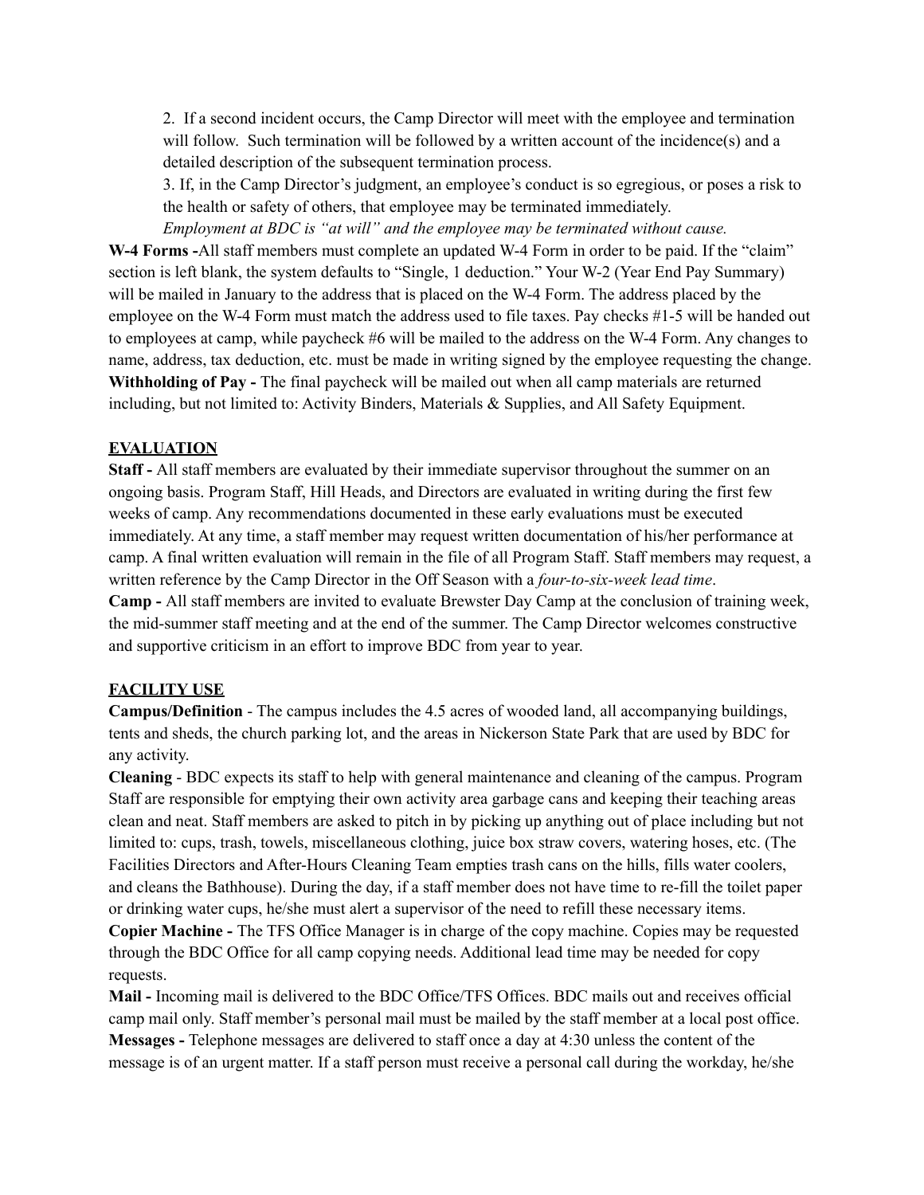2. If a second incident occurs, the Camp Director will meet with the employee and termination will follow. Such termination will be followed by a written account of the incidence(s) and a detailed description of the subsequent termination process.

3. If, in the Camp Director's judgment, an employee's conduct is so egregious, or poses a risk to the health or safety of others, that employee may be terminated immediately.

*Employment at BDC is "at will" and the employee may be terminated without cause.*

**W-4 Forms -**All staff members must complete an updated W-4 Form in order to be paid. If the "claim" section is left blank, the system defaults to "Single, 1 deduction." Your W-2 (Year End Pay Summary) will be mailed in January to the address that is placed on the W-4 Form. The address placed by the employee on the W-4 Form must match the address used to file taxes. Pay checks #1-5 will be handed out to employees at camp, while paycheck #6 will be mailed to the address on the W-4 Form. Any changes to name, address, tax deduction, etc. must be made in writing signed by the employee requesting the change.

**Withholding of Pay -** The final paycheck will be mailed out when all camp materials are returned including, but not limited to: Activity Binders, Materials & Supplies, and All Safety Equipment.

## EVALUATION

**Staff -** All staff members are evaluated by their immediate supervisor throughout the summer on an ongoing basis. Program Staff, Hill Heads, and Directors are evaluated in writing during the first few weeks of camp. Any recommendations documented in these early evaluations must be executed immediately. At any time, a staff member may request written documentation of his/her performance at camp. A final written evaluation will remain in the file of all Program Staff. Staff members may request, a written reference by the Camp Director in the Off Season with a *four-to-six-week lead time*.

**Camp -** All staff members are invited to evaluate Brewster Day Camp at the conclusion of training week, the mid-summer staff meeting and at the end of the summer. The Camp Director welcomes constructive and supportive criticism in an effort to improve BDC from year to year.

## FACILITY USE

**Campus/Definition** - The campus includes the 4.5 acres of wooded land, all accompanying buildings, tents and sheds, the church parking lot, and the areas in Nickerson State Park that are used by BDC for any activity.

**Cleaning** - BDC expects its staff to help with general maintenance and cleaning of the campus. Program Staff are responsible for emptying their own activity area garbage cans and keeping their teaching areas clean and neat. Staff members are asked to pitch in by picking up anything out of place including but not limited to: cups, trash, towels, miscellaneous clothing, juice box straw covers, watering hoses, etc. (The Facilities Directors and After-Hours Cleaning Team empties trash cans on the hills, fills water coolers, and cleans the Bathhouse). During the day, if a staff member does not have time to re-fill the toilet paper or drinking water cups, he/she must alert a supervisor of the need to refill these necessary items.

**Copier Machine -** The TFS Office Manager is in charge of the copy machine. Copies may be requested through the BDC Office for all camp copying needs. Additional lead time may be needed for copy requests.

**Mail -** Incoming mail is delivered to the BDC Office/TFS Offices. BDC mails out and receives official camp mail only. Staff member's personal mail must be mailed by the staff member at a local post office.

**Messages -** Telephone messages are delivered to staff once a day at 4:30 unless the content of the message is of an urgent matter. If a staff person must receive a personal call during the workday, he/she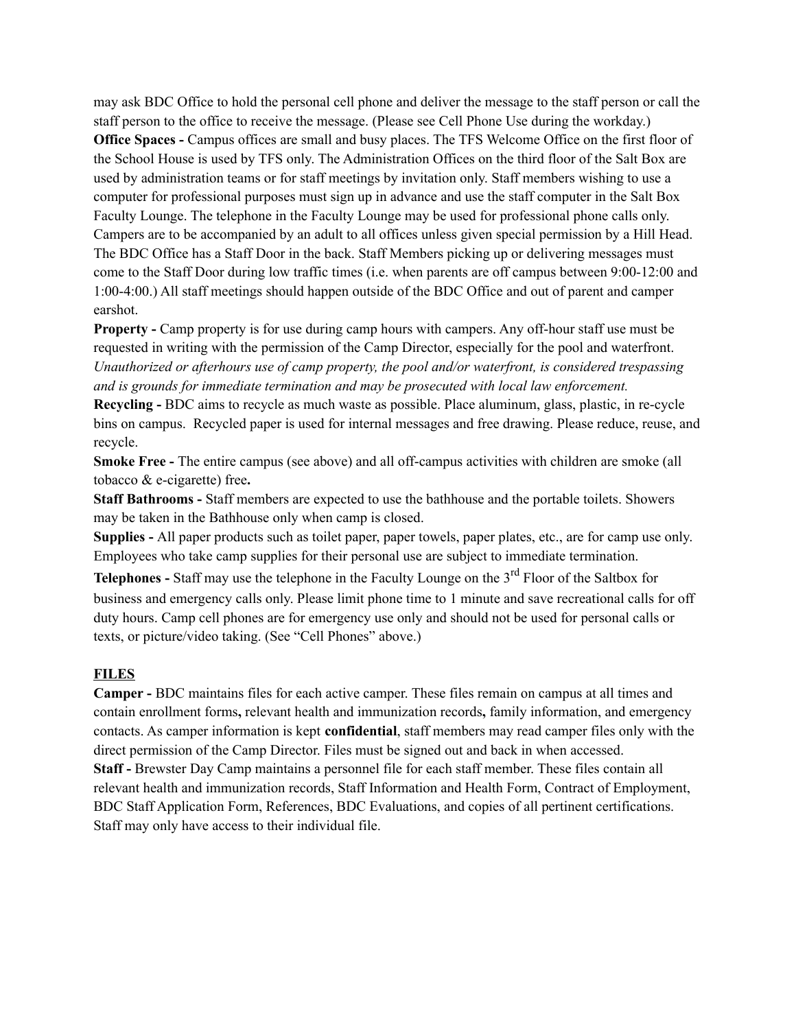may ask BDC Office to hold the personal cell phone and deliver the message to the staff person or call the staff person to the office to receive the message. (Please see Cell Phone Use during the workday.)

**Office Spaces -** Campus offices are small and busy places. The TFS Welcome Office on the first floor of the School House is used by TFS only. The Administration Offices on the third floor of the Salt Box are used by administration teams or for staff meetings by invitation only. Staff members wishing to use a computer for professional purposes must sign up in advance and use the staff computer in the Salt Box Faculty Lounge. The telephone in the Faculty Lounge may be used for professional phone calls only. Campers are to be accompanied by an adult to all offices unless given special permission by a Hill Head. The BDC Office has a Staff Door in the back. Staff Members picking up or delivering messages must come to the Staff Door during low traffic times (i.e. when parents are off campus between 9:00-12:00 and 1:00-4:00.) All staff meetings should happen outside of the BDC Office and out of parent and camper earshot.

**Property -** Camp property is for use during camp hours with campers. Any off-hour staff use must be requested in writing with the permission of the Camp Director, especially for the pool and waterfront. *Unauthorized or afterhours use of camp property, the pool and/or waterfront, is considered trespassing and is grounds for immediate termination and may be prosecuted with local law enforcement.*

**Recycling -** BDC aims to recycle as much waste as possible. Place aluminum, glass, plastic, in re-cycle bins on campus. Recycled paper is used for internal messages and free drawing. Please reduce, reuse, and recycle.

**Smoke Free -** The entire campus (see above) and all off-campus activities with children are smoke (all tobacco & e-cigarette) free**.**

**Staff Bathrooms -** Staff members are expected to use the bathhouse and the portable toilets. Showers may be taken in the Bathhouse only when camp is closed.

**Supplies -** All paper products such as toilet paper, paper towels, paper plates, etc., are for camp use only. Employees who take camp supplies for their personal use are subject to immediate termination.

**Telephones -** Staff may use the telephone in the Faculty Lounge on the 3rd Floor of the Saltbox for business and emergency calls only. Please limit phone time to 1 minute and save recreational calls for off duty hours. Camp cell phones are for emergency use only and should not be used for personal calls or texts, or picture/video taking. (See "Cell Phones" above.)

## FILES

**Camper -** BDC maintains files for each active camper. These files remain on campus at all times and contain enrollment forms**,** relevant health and immunization records**,** family information, and emergency contacts. As camper information is kept **confidential**, staff members may read camper files only with the direct permission of the Camp Director. Files must be signed out and back in when accessed.

**Staff -** Brewster Day Camp maintains a personnel file for each staff member. These files contain all relevant health and immunization records, Staff Information and Health Form, Contract of Employment, BDC Staff Application Form, References, BDC Evaluations, and copies of all pertinent certifications. Staff may only have access to their individual file.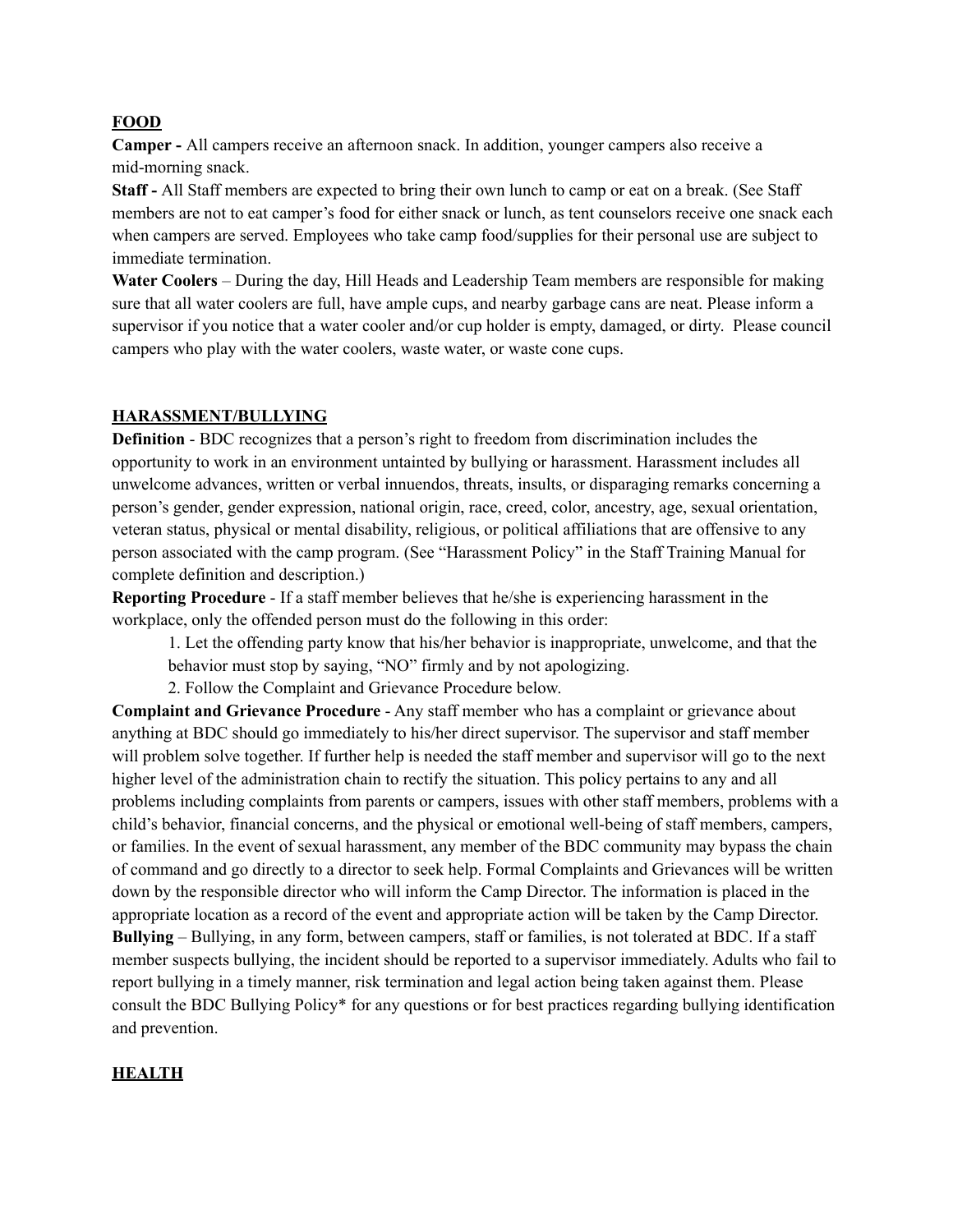**FOOD**

**Camper -** All campers receive an afternoon snack. In addition, younger campers also receive a mid-morning snack.

**Staff -** All Staff members are expected to bring their own lunch to camp or eat on a break. (See Staff members are not to eat camper's food for either snack or lunch, as tent counselors receive one snack each when campers are served. Employees who take camp food/supplies for their personal use are subject to immediate termination.

**Water Coolers** – During the day, Hill Heads and Leadership Team members are responsible for making sure that all water coolers are full, have ample cups, and nearby garbage cans are neat. Please inform a supervisor if you notice that a water cooler and/or cup holder is empty, damaged, or dirty. Please council campers who play with the water coolers, waste water, or waste cone cups.

**HARASSMENT/BULLYING**

**Definition** - BDC recognizes that a person's right to freedom from discrimination includes the opportunity to work in an environment untainted by bullying or harassment. Harassment includes all unwelcome advances, written or verbal innuendos, threats, insults, or disparaging remarks concerning a person's gender, gender expression, national origin, race, creed, color, ancestry, age, sexual orientation, veteran status, physical or mental disability, religious, or political affiliations that are offensive to any person associated with the camp program. (See "Harassment Policy" in the Staff Training Manual for complete definition and description.)

**Reporting Procedure** - If a staff member believes that he/she is experiencing harassment in the workplace, only the offended person must do the following in this order:

1. Let the offending party know that his/her behavior is inappropriate, unwelcome, and that the behavior must stop by saying, "NO" firmly and by not apologizing.
2. Follow the Complaint and Grievance Procedure below.

**Complaint and Grievance Procedure** - Any staff member who has a complaint or grievance about anything at BDC should go immediately to his/her direct supervisor. The supervisor and staff member will problem solve together. If further help is needed the staff member and supervisor will go to the next higher level of the administration chain to rectify the situation. This policy pertains to any and all problems including complaints from parents or campers, issues with other staff members, problems with a child's behavior, financial concerns, and the physical or emotional well-being of staff members, campers, or families. In the event of sexual harassment, any member of the BDC community may bypass the chain of command and go directly to a director to seek help. Formal Complaints and Grievances will be written down by the responsible director who will inform the Camp Director. The information is placed in the appropriate location as a record of the event and appropriate action will be taken by the Camp Director.

**Bullying** – Bullying, in any form, between campers, staff or families, is not tolerated at BDC. If a staff member suspects bullying, the incident should be reported to a supervisor immediately. Adults who fail to report bullying in a timely manner, risk termination and legal action being taken against them. Please consult the BDC Bullying Policy* for any questions or for best practices regarding bullying identification and prevention.

**HEALTH**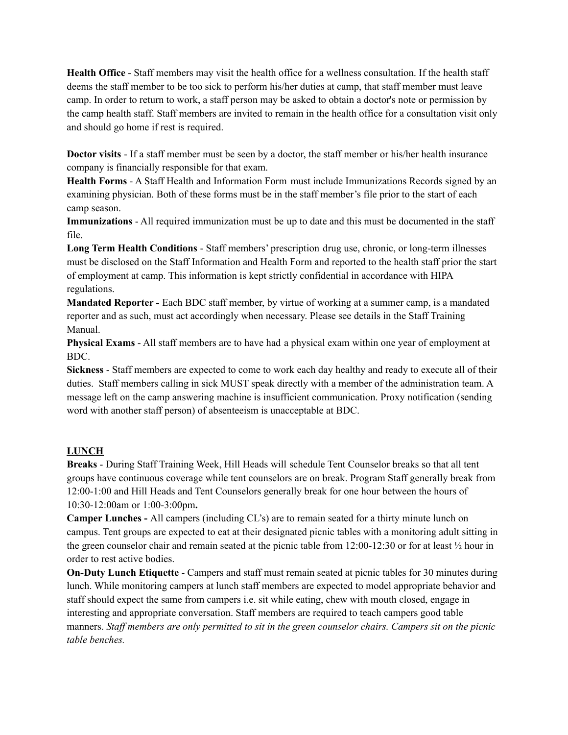**Health Office** - Staff members may visit the health office for a wellness consultation. If the health staff deems the staff member to be too sick to perform his/her duties at camp, that staff member must leave camp. In order to return to work, a staff person may be asked to obtain a doctor's note or permission by the camp health staff. Staff members are invited to remain in the health office for a consultation visit only and should go home if rest is required.

**Doctor visits** - If a staff member must be seen by a doctor, the staff member or his/her health insurance company is financially responsible for that exam.

**Health Forms** - A Staff Health and Information Form must include Immunizations Records signed by an examining physician. Both of these forms must be in the staff member's file prior to the start of each camp season.

**Immunizations** - All required immunization must be up to date and this must be documented in the staff file.

**Long Term Health Conditions** - Staff members' prescription drug use, chronic, or long-term illnesses must be disclosed on the Staff Information and Health Form and reported to the health staff prior the start of employment at camp. This information is kept strictly confidential in accordance with HIPA regulations.

**Mandated Reporter -** Each BDC staff member, by virtue of working at a summer camp, is a mandated reporter and as such, must act accordingly when necessary. Please see details in the Staff Training Manual.

**Physical Exams** - All staff members are to have had a physical exam within one year of employment at BDC.

**Sickness** - Staff members are expected to come to work each day healthy and ready to execute all of their duties. Staff members calling in sick MUST speak directly with a member of the administration team. A message left on the camp answering machine is insufficient communication. Proxy notification (sending word with another staff person) of absenteeism is unacceptable at BDC.

## LUNCH

**Breaks** - During Staff Training Week, Hill Heads will schedule Tent Counselor breaks so that all tent groups have continuous coverage while tent counselors are on break. Program Staff generally break from 12:00-1:00 and Hill Heads and Tent Counselors generally break for one hour between the hours of 10:30-12:00am or 1:00-3:00pm**.**

**Camper Lunches -** All campers (including CL's) are to remain seated for a thirty minute lunch on campus. Tent groups are expected to eat at their designated picnic tables with a monitoring adult sitting in the green counselor chair and remain seated at the picnic table from 12:00-12:30 or for at least ½ hour in order to rest active bodies.

**On-Duty Lunch Etiquette** - Campers and staff must remain seated at picnic tables for 30 minutes during lunch. While monitoring campers at lunch staff members are expected to model appropriate behavior and staff should expect the same from campers i.e. sit while eating, chew with mouth closed, engage in interesting and appropriate conversation. Staff members are required to teach campers good table manners. *Staff members are only permitted to sit in the green counselor chairs. Campers sit on the picnic table benches.*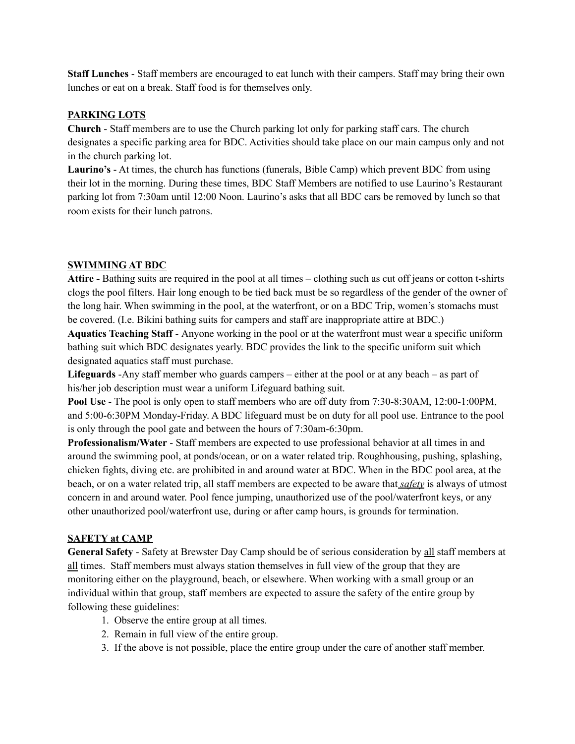**Staff Lunches** - Staff members are encouraged to eat lunch with their campers. Staff may bring their own lunches or eat on a break. Staff food is for themselves only.

## PARKING LOTS

**Church** - Staff members are to use the Church parking lot only for parking staff cars. The church designates a specific parking area for BDC. Activities should take place on our main campus only and not in the church parking lot.

**Laurino's** - At times, the church has functions (funerals, Bible Camp) which prevent BDC from using their lot in the morning. During these times, BDC Staff Members are notified to use Laurino's Restaurant parking lot from 7:30am until 12:00 Noon. Laurino's asks that all BDC cars be removed by lunch so that room exists for their lunch patrons.

## SWIMMING AT BDC

**Attire -** Bathing suits are required in the pool at all times – clothing such as cut off jeans or cotton t-shirts clogs the pool filters. Hair long enough to be tied back must be so regardless of the gender of the owner of the long hair. When swimming in the pool, at the waterfront, or on a BDC Trip, women's stomachs must be covered. (I.e. Bikini bathing suits for campers and staff are inappropriate attire at BDC.)

**Aquatics Teaching Staff** - Anyone working in the pool or at the waterfront must wear a specific uniform bathing suit which BDC designates yearly. BDC provides the link to the specific uniform suit which designated aquatics staff must purchase.

**Lifeguards** -Any staff member who guards campers – either at the pool or at any beach – as part of his/her job description must wear a uniform Lifeguard bathing suit.

**Pool Use** - The pool is only open to staff members who are off duty from 7:30-8:30AM, 12:00-1:00PM, and 5:00-6:30PM Monday-Friday. A BDC lifeguard must be on duty for all pool use. Entrance to the pool is only through the pool gate and between the hours of 7:30am-6:30pm.

**Professionalism/Water** - Staff members are expected to use professional behavior at all times in and around the swimming pool, at ponds/ocean, or on a water related trip. Roughhousing, pushing, splashing, chicken fights, diving etc. are prohibited in and around water at BDC. When in the BDC pool area, at the beach, or on a water related trip, all staff members are expected to be aware that ***safety*** is always of utmost concern in and around water. Pool fence jumping, unauthorized use of the pool/waterfront keys, or any other unauthorized pool/waterfront use, during or after camp hours, is grounds for termination.

## SAFETY at CAMP

**General Safety** - Safety at Brewster Day Camp should be of serious consideration by all staff members at all times. Staff members must always station themselves in full view of the group that they are monitoring either on the playground, beach, or elsewhere. When working with a small group or an individual within that group, staff members are expected to assure the safety of the entire group by following these guidelines:

1. Observe the entire group at all times.
2. Remain in full view of the entire group.
3. If the above is not possible, place the entire group under the care of another staff member.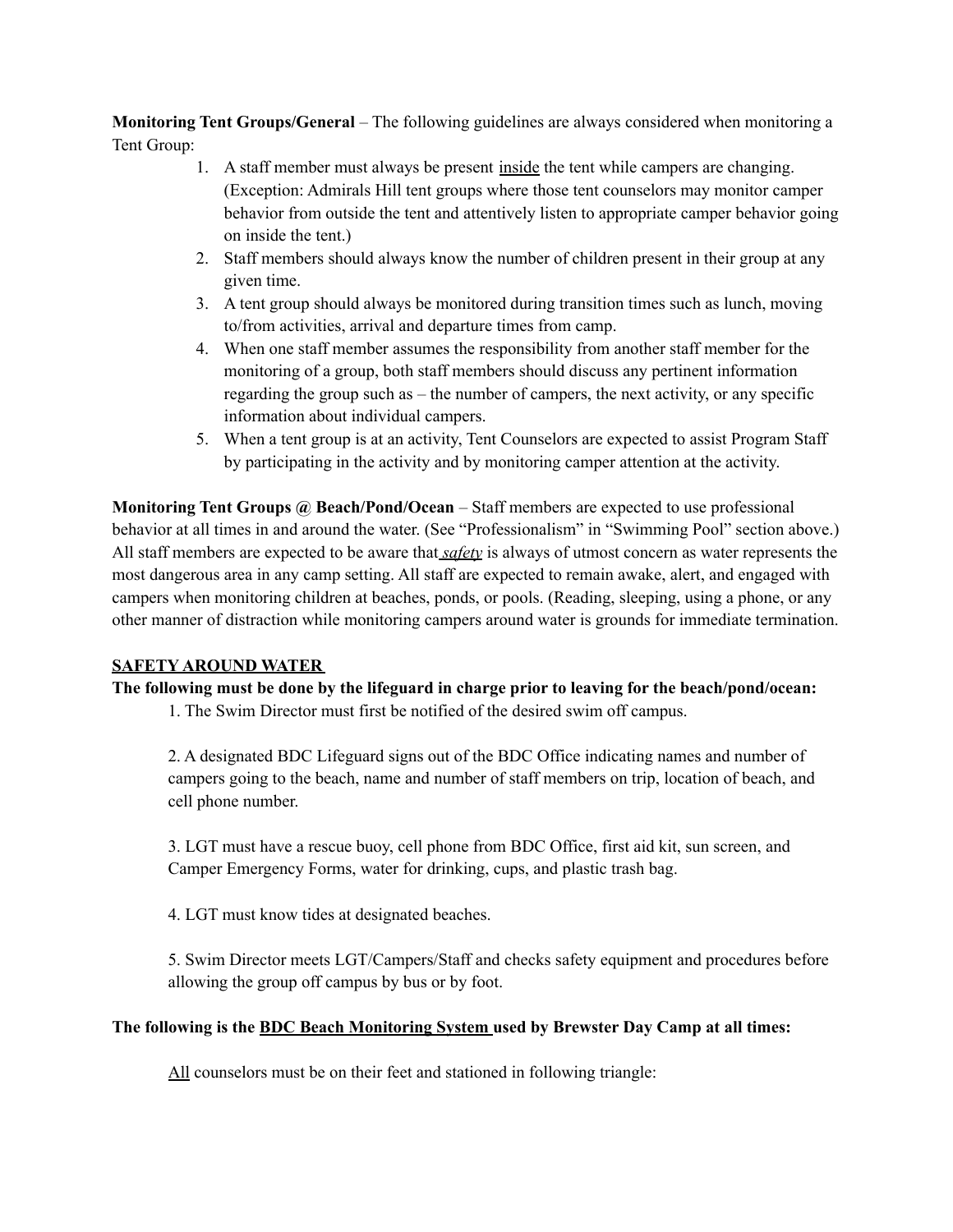**Monitoring Tent Groups/General** – The following guidelines are always considered when monitoring a Tent Group:

1. A staff member must always be present inside the tent while campers are changing. (Exception: Admirals Hill tent groups where those tent counselors may monitor camper behavior from outside the tent and attentively listen to appropriate camper behavior going on inside the tent.)
2. Staff members should always know the number of children present in their group at any given time.
3. A tent group should always be monitored during transition times such as lunch, moving to/from activities, arrival and departure times from camp.
4. When one staff member assumes the responsibility from another staff member for the monitoring of a group, both staff members should discuss any pertinent information regarding the group such as – the number of campers, the next activity, or any specific information about individual campers.
5. When a tent group is at an activity, Tent Counselors are expected to assist Program Staff by participating in the activity and by monitoring camper attention at the activity.

**Monitoring Tent Groups @ Beach/Pond/Ocean** – Staff members are expected to use professional behavior at all times in and around the water. (See "Professionalism" in "Swimming Pool" section above.) All staff members are expected to be aware that ***safety*** is always of utmost concern as water represents the most dangerous area in any camp setting. All staff are expected to remain awake, alert, and engaged with campers when monitoring children at beaches, ponds, or pools. (Reading, sleeping, using a phone, or any other manner of distraction while monitoring campers around water is grounds for immediate termination.

## SAFETY AROUND WATER

**The following must be done by the lifeguard in charge prior to leaving for the beach/pond/ocean:**

1. The Swim Director must first be notified of the desired swim off campus.

2. A designated BDC Lifeguard signs out of the BDC Office indicating names and number of campers going to the beach, name and number of staff members on trip, location of beach, and cell phone number.

3. LGT must have a rescue buoy, cell phone from BDC Office, first aid kit, sun screen, and Camper Emergency Forms, water for drinking, cups, and plastic trash bag.

4. LGT must know tides at designated beaches.

5. Swim Director meets LGT/Campers/Staff and checks safety equipment and procedures before allowing the group off campus by bus or by foot.

**The following is the BDC Beach Monitoring System used by Brewster Day Camp at all times:**

All counselors must be on their feet and stationed in following triangle: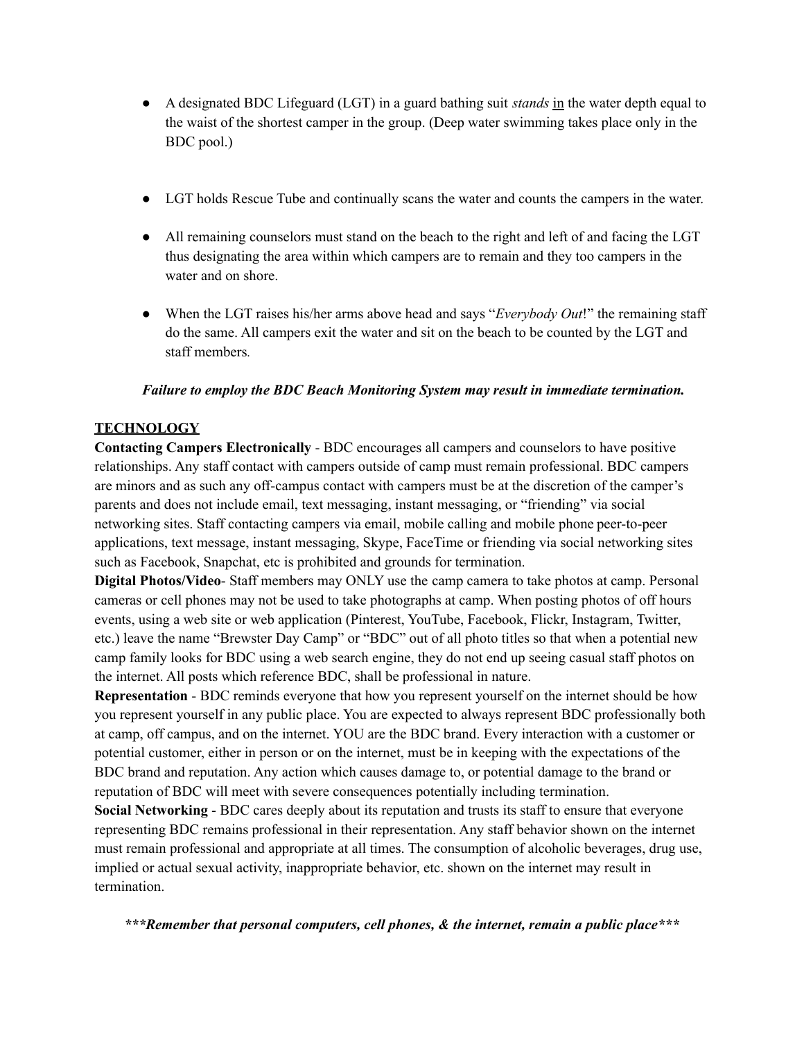- A designated BDC Lifeguard (LGT) in a guard bathing suit *stands* <u>in</u> the water depth equal to the waist of the shortest camper in the group. (Deep water swimming takes place only in the BDC pool.)

- LGT holds Rescue Tube and continually scans the water and counts the campers in the water.

- All remaining counselors must stand on the beach to the right and left of and facing the LGT thus designating the area within which campers are to remain and they too campers in the water and on shore.

- When the LGT raises his/her arms above head and says "*Everybody Out*!" the remaining staff do the same. All campers exit the water and sit on the beach to be counted by the LGT and staff members.

***Failure to employ the BDC Beach Monitoring System may result in immediate termination.***

## TECHNOLOGY

**Contacting Campers Electronically** - BDC encourages all campers and counselors to have positive relationships. Any staff contact with campers outside of camp must remain professional. BDC campers are minors and as such any off-campus contact with campers must be at the discretion of the camper's parents and does not include email, text messaging, instant messaging, or "friending" via social networking sites. Staff contacting campers via email, mobile calling and mobile phone peer-to-peer applications, text message, instant messaging, Skype, FaceTime or friending via social networking sites such as Facebook, Snapchat, etc is prohibited and grounds for termination.

**Digital Photos/Video**- Staff members may ONLY use the camp camera to take photos at camp. Personal cameras or cell phones may not be used to take photographs at camp. When posting photos of off hours events, using a web site or web application (Pinterest, YouTube, Facebook, Flickr, Instagram, Twitter, etc.) leave the name "Brewster Day Camp" or "BDC" out of all photo titles so that when a potential new camp family looks for BDC using a web search engine, they do not end up seeing casual staff photos on the internet. All posts which reference BDC, shall be professional in nature.

**Representation** - BDC reminds everyone that how you represent yourself on the internet should be how you represent yourself in any public place. You are expected to always represent BDC professionally both at camp, off campus, and on the internet. YOU are the BDC brand. Every interaction with a customer or potential customer, either in person or on the internet, must be in keeping with the expectations of the BDC brand and reputation. Any action which causes damage to, or potential damage to the brand or reputation of BDC will meet with severe consequences potentially including termination.

**Social Networking** - BDC cares deeply about its reputation and trusts its staff to ensure that everyone representing BDC remains professional in their representation. Any staff behavior shown on the internet must remain professional and appropriate at all times. The consumption of alcoholic beverages, drug use, implied or actual sexual activity, inappropriate behavior, etc. shown on the internet may result in termination.

***\*\*\*Remember that personal computers, cell phones, & the internet, remain a public place\*\*\****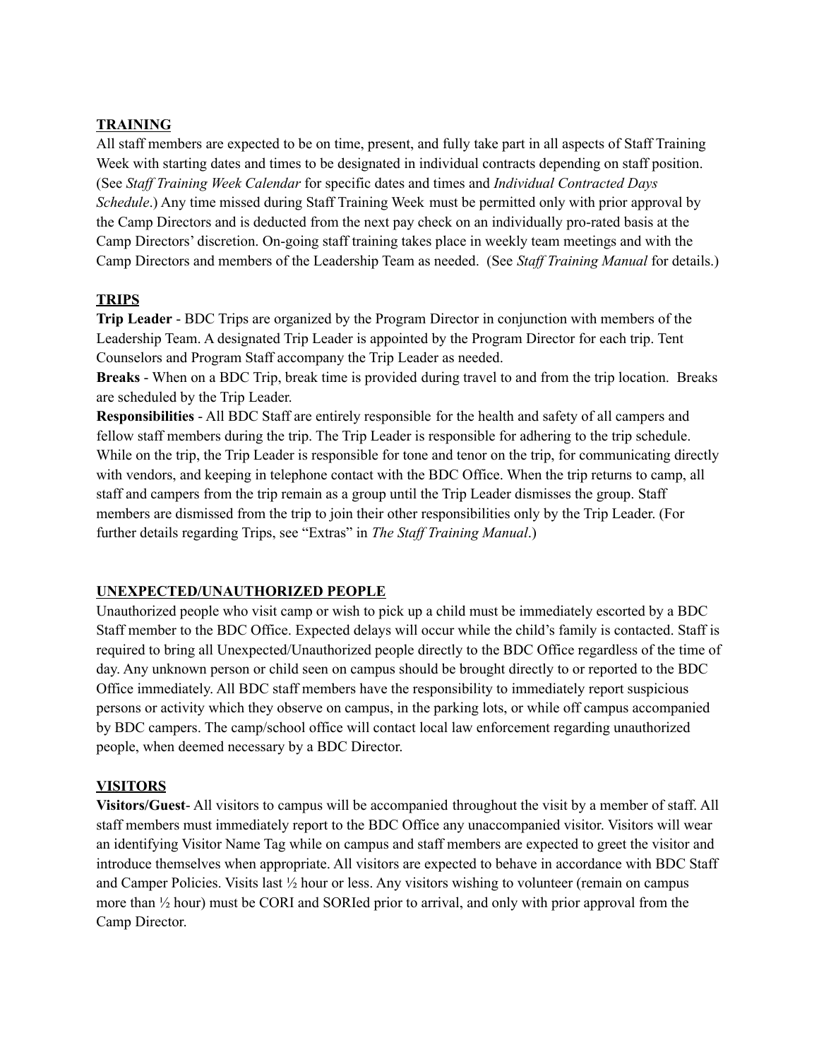## TRAINING

All staff members are expected to be on time, present, and fully take part in all aspects of Staff Training Week with starting dates and times to be designated in individual contracts depending on staff position. (See *Staff Training Week Calendar* for specific dates and times and *Individual Contracted Days Schedule*.) Any time missed during Staff Training Week must be permitted only with prior approval by the Camp Directors and is deducted from the next pay check on an individually pro-rated basis at the Camp Directors' discretion. On-going staff training takes place in weekly team meetings and with the Camp Directors and members of the Leadership Team as needed. (See *Staff Training Manual* for details.)

## TRIPS

**Trip Leader** - BDC Trips are organized by the Program Director in conjunction with members of the Leadership Team. A designated Trip Leader is appointed by the Program Director for each trip. Tent Counselors and Program Staff accompany the Trip Leader as needed.

**Breaks** - When on a BDC Trip, break time is provided during travel to and from the trip location. Breaks are scheduled by the Trip Leader.

**Responsibilities** - All BDC Staff are entirely responsible for the health and safety of all campers and fellow staff members during the trip. The Trip Leader is responsible for adhering to the trip schedule. While on the trip, the Trip Leader is responsible for tone and tenor on the trip, for communicating directly with vendors, and keeping in telephone contact with the BDC Office. When the trip returns to camp, all staff and campers from the trip remain as a group until the Trip Leader dismisses the group. Staff members are dismissed from the trip to join their other responsibilities only by the Trip Leader. (For further details regarding Trips, see "Extras" in *The Staff Training Manual*.)

## UNEXPECTED/UNAUTHORIZED PEOPLE

Unauthorized people who visit camp or wish to pick up a child must be immediately escorted by a BDC Staff member to the BDC Office. Expected delays will occur while the child's family is contacted. Staff is required to bring all Unexpected/Unauthorized people directly to the BDC Office regardless of the time of day. Any unknown person or child seen on campus should be brought directly to or reported to the BDC Office immediately. All BDC staff members have the responsibility to immediately report suspicious persons or activity which they observe on campus, in the parking lots, or while off campus accompanied by BDC campers. The camp/school office will contact local law enforcement regarding unauthorized people, when deemed necessary by a BDC Director.

## VISITORS

**Visitors/Guest**- All visitors to campus will be accompanied throughout the visit by a member of staff. All staff members must immediately report to the BDC Office any unaccompanied visitor. Visitors will wear an identifying Visitor Name Tag while on campus and staff members are expected to greet the visitor and introduce themselves when appropriate. All visitors are expected to behave in accordance with BDC Staff and Camper Policies. Visits last ½ hour or less. Any visitors wishing to volunteer (remain on campus more than ½ hour) must be CORI and SORIed prior to arrival, and only with prior approval from the Camp Director.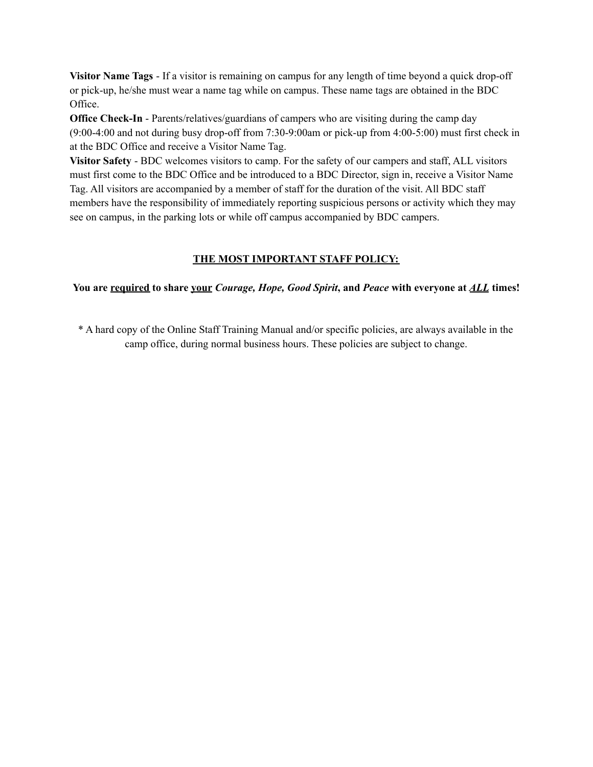**Visitor Name Tags** - If a visitor is remaining on campus for any length of time beyond a quick drop-off or pick-up, he/she must wear a name tag while on campus. These name tags are obtained in the BDC Office.

**Office Check-In** - Parents/relatives/guardians of campers who are visiting during the camp day (9:00-4:00 and not during busy drop-off from 7:30-9:00am or pick-up from 4:00-5:00) must first check in at the BDC Office and receive a Visitor Name Tag.

**Visitor Safety** - BDC welcomes visitors to camp. For the safety of our campers and staff, ALL visitors must first come to the BDC Office and be introduced to a BDC Director, sign in, receive a Visitor Name Tag. All visitors are accompanied by a member of staff for the duration of the visit. All BDC staff members have the responsibility of immediately reporting suspicious persons or activity which they may see on campus, in the parking lots or while off campus accompanied by BDC campers.

## <u>THE MOST IMPORTANT STAFF POLICY:</u>

**You are <u>required</u> to share <u>your</u> *Courage, Hope, Good Spirit*, and *Peace* with everyone at <u>*ALL*</u> times!**

* A hard copy of the Online Staff Training Manual and/or specific policies, are always available in the camp office, during normal business hours. These policies are subject to change.